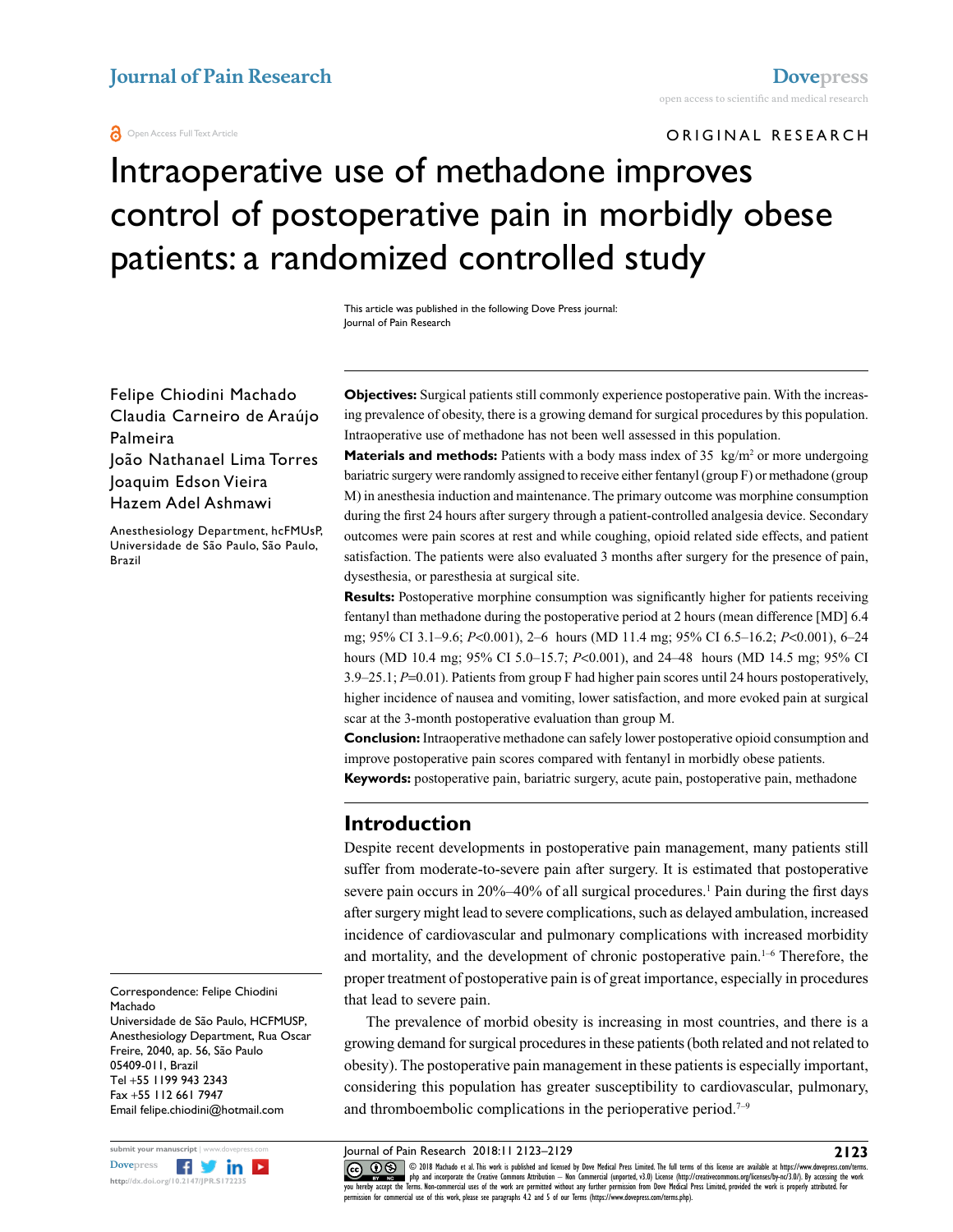Open Access Full Text Article

ORIGINAL RESEARCH

# Intraoperative use of methadone improves control of postoperative pain in morbidly obese patients: a randomized controlled study

This article was published in the following Dove Press journal:
Journal of Pain Research

Felipe Chiodini Machado
Claudia Carneiro de Araújo Palmeira
João Nathanael Lima Torres
Joaquim Edson Vieira
Hazem Adel Ashmawi

Anesthesiology Department, hcFMUsP, Universidade de São Paulo, São Paulo, Brazil

Correspondence: Felipe Chiodini Machado
Universidade de São Paulo, HCFMUSP, Anesthesiology Department, Rua Oscar Freire, 2040, ap. 56, São Paulo 05409-011, Brazil
Tel +55 1199 943 2343
Fax +55 112 661 7947
Email felipe.chiodini@hotmail.com

**Objectives:** Surgical patients still commonly experience postoperative pain. With the increasing prevalence of obesity, there is a growing demand for surgical procedures by this population. Intraoperative use of methadone has not been well assessed in this population.

**Materials and methods:** Patients with a body mass index of 35 kg/m$^2$ or more undergoing bariatric surgery were randomly assigned to receive either fentanyl (group F) or methadone (group M) in anesthesia induction and maintenance. The primary outcome was morphine consumption during the first 24 hours after surgery through a patient-controlled analgesia device. Secondary outcomes were pain scores at rest and while coughing, opioid related side effects, and patient satisfaction. The patients were also evaluated 3 months after surgery for the presence of pain, dysesthesia, or paresthesia at surgical site.

**Results:** Postoperative morphine consumption was significantly higher for patients receiving fentanyl than methadone during the postoperative period at 2 hours (mean difference [MD] 6.4 mg; 95% CI 3.1–9.6; $P<0.001$), 2–6 hours (MD 11.4 mg; 95% CI 6.5–16.2; $P<0.001$), 6–24 hours (MD 10.4 mg; 95% CI 5.0–15.7; $P<0.001$), and 24–48 hours (MD 14.5 mg; 95% CI 3.9–25.1; $P=0.01$). Patients from group F had higher pain scores until 24 hours postoperatively, higher incidence of nausea and vomiting, lower satisfaction, and more evoked pain at surgical scar at the 3-month postoperative evaluation than group M.

**Conclusion:** Intraoperative methadone can safely lower postoperative opioid consumption and improve postoperative pain scores compared with fentanyl in morbidly obese patients.

**Keywords:** postoperative pain, bariatric surgery, acute pain, postoperative pain, methadone

## Introduction

Despite recent developments in postoperative pain management, many patients still suffer from moderate-to-severe pain after surgery. It is estimated that postoperative severe pain occurs in 20%–40% of all surgical procedures.[1] Pain during the first days after surgery might lead to severe complications, such as delayed ambulation, increased incidence of cardiovascular and pulmonary complications with increased morbidity and mortality, and the development of chronic postoperative pain.[1–6] Therefore, the proper treatment of postoperative pain is of great importance, especially in procedures that lead to severe pain.

The prevalence of morbid obesity is increasing in most countries, and there is a growing demand for surgical procedures in these patients (both related and not related to obesity). The postoperative pain management in these patients is especially important, considering this population has greater susceptibility to cardiovascular, pulmonary, and thromboembolic complications in the perioperative period.[7–9]

submit your manuscript | www.dovepress.com
Dovepress
http://dx.doi.org/10.2147/JPR.S172235

© 2018 Machado et al. This work is published and licensed by Dove Medical Press Limited. The full terms of this license are available at https://www.dovepress.com/terms.php and incorporate the Creative Commons Attribution – Non Commercial (unported, v3.0) License (http://creativecommons.org/licenses/by-nc/3.0/). By accessing the work you hereby accept the Terms. Non-commercial uses of the work are permitted without any further permission from Dove Medical Press Limited, provided the work is properly attributed. For permission for commercial use of this work, please see paragraphs 4.2 and 5 of our Terms (https://www.dovepress.com/terms.php).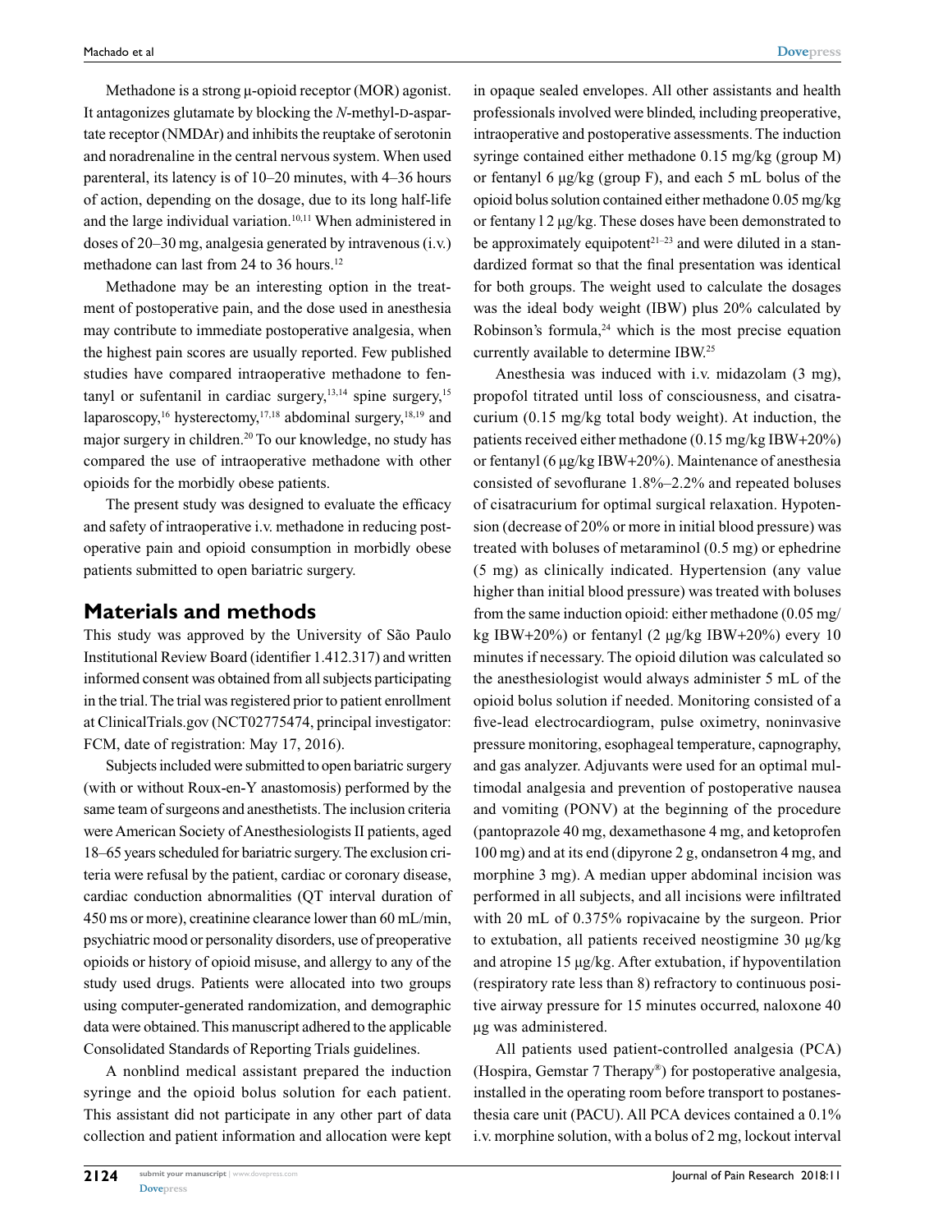Methadone is a strong μ-opioid receptor (MOR) agonist. It antagonizes glutamate by blocking the *N*-methyl-D-aspartate receptor (NMDAr) and inhibits the reuptake of serotonin and noradrenaline in the central nervous system. When used parenteral, its latency is of 10–20 minutes, with 4–36 hours of action, depending on the dosage, due to its long half-life and the large individual variation.[10,11] When administered in doses of 20–30 mg, analgesia generated by intravenous (i.v.) methadone can last from 24 to 36 hours.[12]

Methadone may be an interesting option in the treatment of postoperative pain, and the dose used in anesthesia may contribute to immediate postoperative analgesia, when the highest pain scores are usually reported. Few published studies have compared intraoperative methadone to fentanyl or sufentanil in cardiac surgery,[13,14] spine surgery,[15] laparoscopy,[16] hysterectomy,[17,18] abdominal surgery,[18,19] and major surgery in children.[20] To our knowledge, no study has compared the use of intraoperative methadone with other opioids for the morbidly obese patients.

The present study was designed to evaluate the efficacy and safety of intraoperative i.v. methadone in reducing postoperative pain and opioid consumption in morbidly obese patients submitted to open bariatric surgery.

## Materials and methods

This study was approved by the University of São Paulo Institutional Review Board (identifier 1.412.317) and written informed consent was obtained from all subjects participating in the trial. The trial was registered prior to patient enrollment at ClinicalTrials.gov (NCT02775474, principal investigator: FCM, date of registration: May 17, 2016).

Subjects included were submitted to open bariatric surgery (with or without Roux-en-Y anastomosis) performed by the same team of surgeons and anesthetists. The inclusion criteria were American Society of Anesthesiologists II patients, aged 18–65 years scheduled for bariatric surgery. The exclusion criteria were refusal by the patient, cardiac or coronary disease, cardiac conduction abnormalities (QT interval duration of 450 ms or more), creatinine clearance lower than 60 mL/min, psychiatric mood or personality disorders, use of preoperative opioids or history of opioid misuse, and allergy to any of the study used drugs. Patients were allocated into two groups using computer-generated randomization, and demographic data were obtained. This manuscript adhered to the applicable Consolidated Standards of Reporting Trials guidelines.

A nonblind medical assistant prepared the induction syringe and the opioid bolus solution for each patient. This assistant did not participate in any other part of data collection and patient information and allocation were kept in opaque sealed envelopes. All other assistants and health professionals involved were blinded, including preoperative, intraoperative and postoperative assessments. The induction syringe contained either methadone 0.15 mg/kg (group M) or fentanyl 6 μg/kg (group F), and each 5 mL bolus of the opioid bolus solution contained either methadone 0.05 mg/kg or fentany l 2 μg/kg. These doses have been demonstrated to be approximately equipotent[21–23] and were diluted in a standardized format so that the final presentation was identical for both groups. The weight used to calculate the dosages was the ideal body weight (IBW) plus 20% calculated by Robinson's formula,[24] which is the most precise equation currently available to determine IBW.[25]

Anesthesia was induced with i.v. midazolam (3 mg), propofol titrated until loss of consciousness, and cisatracurium (0.15 mg/kg total body weight). At induction, the patients received either methadone (0.15 mg/kg IBW+20%) or fentanyl (6 μg/kg IBW+20%). Maintenance of anesthesia consisted of sevoflurane 1.8%–2.2% and repeated boluses of cisatracurium for optimal surgical relaxation. Hypotension (decrease of 20% or more in initial blood pressure) was treated with boluses of metaraminol (0.5 mg) or ephedrine (5 mg) as clinically indicated. Hypertension (any value higher than initial blood pressure) was treated with boluses from the same induction opioid: either methadone (0.05 mg/kg IBW+20%) or fentanyl (2 μg/kg IBW+20%) every 10 minutes if necessary. The opioid dilution was calculated so the anesthesiologist would always administer 5 mL of the opioid bolus solution if needed. Monitoring consisted of a five-lead electrocardiogram, pulse oximetry, noninvasive pressure monitoring, esophageal temperature, capnography, and gas analyzer. Adjuvants were used for an optimal multimodal analgesia and prevention of postoperative nausea and vomiting (PONV) at the beginning of the procedure (pantoprazole 40 mg, dexamethasone 4 mg, and ketoprofen 100 mg) and at its end (dipyrone 2 g, ondansetron 4 mg, and morphine 3 mg). A median upper abdominal incision was performed in all subjects, and all incisions were infiltrated with 20 mL of 0.375% ropivacaine by the surgeon. Prior to extubation, all patients received neostigmine 30 μg/kg and atropine 15 μg/kg. After extubation, if hypoventilation (respiratory rate less than 8) refractory to continuous positive airway pressure for 15 minutes occurred, naloxone 40 μg was administered.

All patients used patient-controlled analgesia (PCA) (Hospira, Gemstar 7 Therapy®) for postoperative analgesia, installed in the operating room before transport to postanesthesia care unit (PACU). All PCA devices contained a 0.1% i.v. morphine solution, with a bolus of 2 mg, lockout interval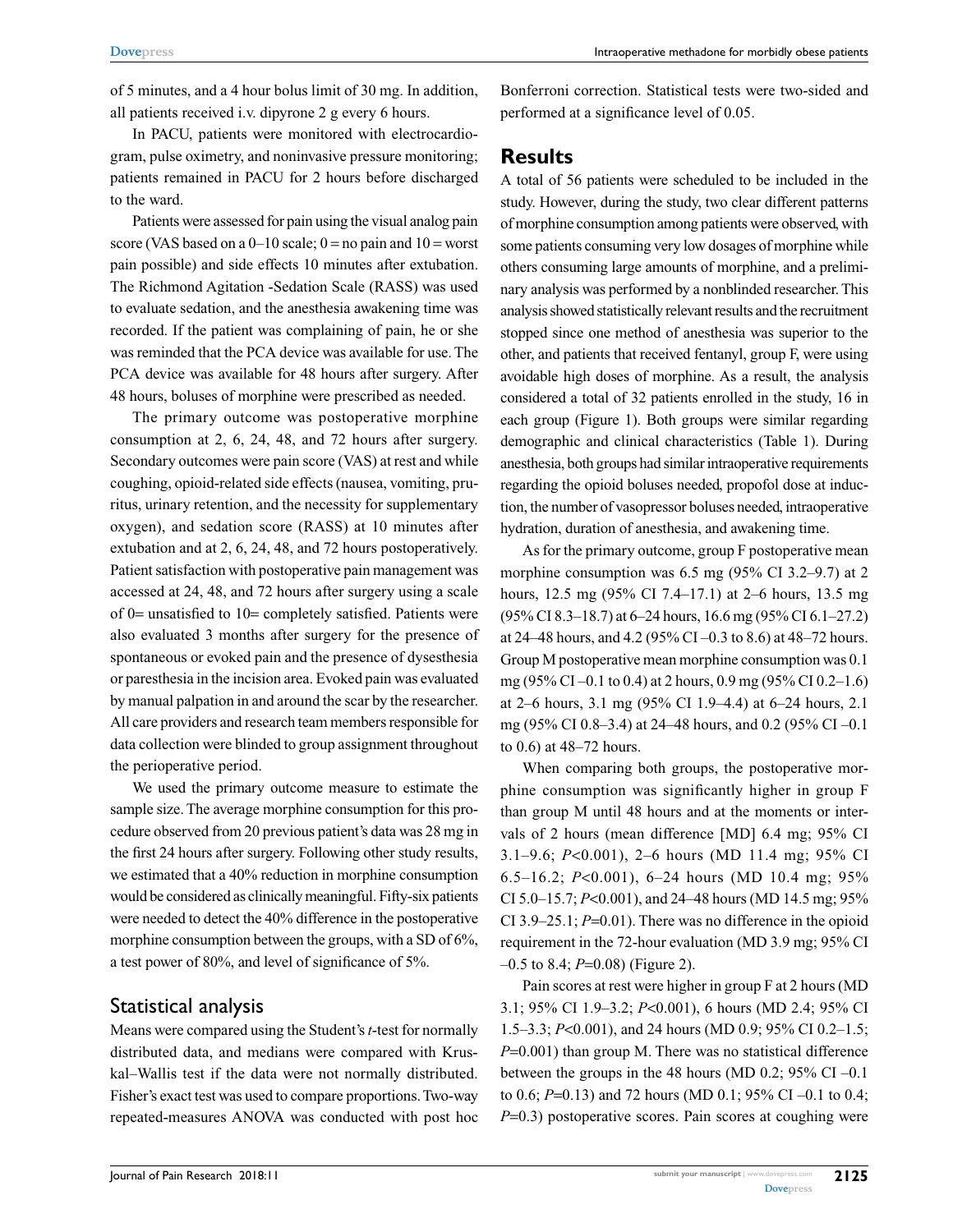of 5 minutes, and a 4 hour bolus limit of 30 mg. In addition, all patients received i.v. dipyrone 2 g every 6 hours.

In PACU, patients were monitored with electrocardiogram, pulse oximetry, and noninvasive pressure monitoring; patients remained in PACU for 2 hours before discharged to the ward.

Patients were assessed for pain using the visual analog pain score (VAS based on a 0–10 scale; 0 = no pain and 10 = worst pain possible) and side effects 10 minutes after extubation. The Richmond Agitation -Sedation Scale (RASS) was used to evaluate sedation, and the anesthesia awakening time was recorded. If the patient was complaining of pain, he or she was reminded that the PCA device was available for use. The PCA device was available for 48 hours after surgery. After 48 hours, boluses of morphine were prescribed as needed.

The primary outcome was postoperative morphine consumption at 2, 6, 24, 48, and 72 hours after surgery. Secondary outcomes were pain score (VAS) at rest and while coughing, opioid-related side effects (nausea, vomiting, pruritus, urinary retention, and the necessity for supplementary oxygen), and sedation score (RASS) at 10 minutes after extubation and at 2, 6, 24, 48, and 72 hours postoperatively. Patient satisfaction with postoperative pain management was accessed at 24, 48, and 72 hours after surgery using a scale of 0= unsatisfied to 10= completely satisfied. Patients were also evaluated 3 months after surgery for the presence of spontaneous or evoked pain and the presence of dysesthesia or paresthesia in the incision area. Evoked pain was evaluated by manual palpation in and around the scar by the researcher. All care providers and research team members responsible for data collection were blinded to group assignment throughout the perioperative period.

We used the primary outcome measure to estimate the sample size. The average morphine consumption for this procedure observed from 20 previous patient's data was 28 mg in the first 24 hours after surgery. Following other study results, we estimated that a 40% reduction in morphine consumption would be considered as clinically meaningful. Fifty-six patients were needed to detect the 40% difference in the postoperative morphine consumption between the groups, with a SD of 6%, a test power of 80%, and level of significance of 5%.

## Statistical analysis

Means were compared using the Student's *t*-test for normally distributed data, and medians were compared with Kruskal–Wallis test if the data were not normally distributed. Fisher's exact test was used to compare proportions. Two-way repeated-measures ANOVA was conducted with post hoc Bonferroni correction. Statistical tests were two-sided and performed at a significance level of 0.05.

# Results

A total of 56 patients were scheduled to be included in the study. However, during the study, two clear different patterns of morphine consumption among patients were observed, with some patients consuming very low dosages of morphine while others consuming large amounts of morphine, and a preliminary analysis was performed by a nonblinded researcher. This analysis showed statistically relevant results and the recruitment stopped since one method of anesthesia was superior to the other, and patients that received fentanyl, group F, were using avoidable high doses of morphine. As a result, the analysis considered a total of 32 patients enrolled in the study, 16 in each group (Figure 1). Both groups were similar regarding demographic and clinical characteristics (Table 1). During anesthesia, both groups had similar intraoperative requirements regarding the opioid boluses needed, propofol dose at induction, the number of vasopressor boluses needed, intraoperative hydration, duration of anesthesia, and awakening time.

As for the primary outcome, group F postoperative mean morphine consumption was 6.5 mg (95% CI 3.2–9.7) at 2 hours, 12.5 mg (95% CI 7.4–17.1) at 2–6 hours, 13.5 mg (95% CI 8.3–18.7) at 6–24 hours, 16.6 mg (95% CI 6.1–27.2) at 24–48 hours, and 4.2 (95% CI –0.3 to 8.6) at 48–72 hours. Group M postoperative mean morphine consumption was 0.1 mg (95% CI –0.1 to 0.4) at 2 hours, 0.9 mg (95% CI 0.2–1.6) at 2–6 hours, 3.1 mg (95% CI 1.9–4.4) at 6–24 hours, 2.1 mg (95% CI 0.8–3.4) at 24–48 hours, and 0.2 (95% CI –0.1 to 0.6) at 48–72 hours.

When comparing both groups, the postoperative morphine consumption was significantly higher in group F than group M until 48 hours and at the moments or intervals of 2 hours (mean difference [MD] 6.4 mg; 95% CI 3.1–9.6; $P<0.001$), 2–6 hours (MD 11.4 mg; 95% CI 6.5–16.2; $P<0.001$), 6–24 hours (MD 10.4 mg; 95% CI 5.0–15.7; $P<0.001$), and 24–48 hours (MD 14.5 mg; 95% CI 3.9–25.1; $P=0.01$). There was no difference in the opioid requirement in the 72-hour evaluation (MD 3.9 mg; 95% CI –0.5 to 8.4; $P=0.08$) (Figure 2).

Pain scores at rest were higher in group F at 2 hours (MD 3.1; 95% CI 1.9–3.2; $P<0.001$), 6 hours (MD 2.4; 95% CI 1.5–3.3; $P<0.001$), and 24 hours (MD 0.9; 95% CI 0.2–1.5; $P=0.001$) than group M. There was no statistical difference between the groups in the 48 hours (MD 0.2; 95% CI –0.1 to 0.6; $P=0.13$) and 72 hours (MD 0.1; 95% CI –0.1 to 0.4; $P=0.3$) postoperative scores. Pain scores at coughing were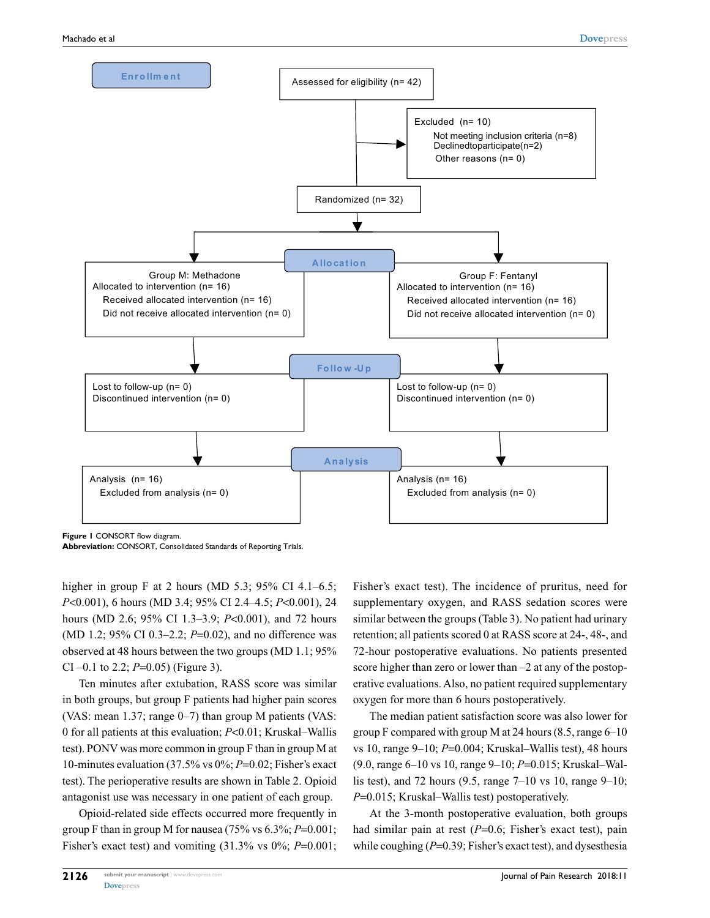**Enrollment**

Assessed for eligibility (n= 42)

Excluded (n= 10)
- Not meeting inclusion criteria (n=8)
- Declined to participate (n=2)
- Other reasons (n= 0)

Randomized (n= 32)

**Allocation**

| Group M: Methadone | Group F: Fentanyl |
|---|---|
| Allocated to intervention (n= 16) | Allocated to intervention (n= 16) |
| Received allocated intervention (n= 16) | Received allocated intervention (n= 16) |
| Did not receive allocated intervention (n= 0) | Did not receive allocated intervention (n= 0) |

**Follow-Up**

| Group M | Group F |
|---|---|
| Lost to follow-up (n= 0) | Lost to follow-up (n= 0) |
| Discontinued intervention (n= 0) | Discontinued intervention (n= 0) |

**Analysis**

| Group M | Group F |
|---|---|
| Analysis (n= 16) | Analysis (n= 16) |
| Excluded from analysis (n= 0) | Excluded from analysis (n= 0) |

**Figure 1** CONSORT flow diagram.
**Abbreviation:** CONSORT, Consolidated Standards of Reporting Trials.

higher in group F at 2 hours (MD 5.3; 95% CI 4.1–6.5; *P*<0.001), 6 hours (MD 3.4; 95% CI 2.4–4.5; *P*<0.001), 24 hours (MD 2.6; 95% CI 1.3–3.9; *P*<0.001), and 72 hours (MD 1.2; 95% CI 0.3–2.2; *P*=0.02), and no difference was observed at 48 hours between the two groups (MD 1.1; 95% CI –0.1 to 2.2; *P*=0.05) (Figure 3).

Ten minutes after extubation, RASS score was similar in both groups, but group F patients had higher pain scores (VAS: mean 1.37; range 0–7) than group M patients (VAS: 0 for all patients at this evaluation; *P*<0.01; Kruskal–Wallis test). PONV was more common in group F than in group M at 10-minutes evaluation (37.5% vs 0%; *P*=0.02; Fisher's exact test). The perioperative results are shown in Table 2. Opioid antagonist use was necessary in one patient of each group.

Opioid-related side effects occurred more frequently in group F than in group M for nausea (75% vs 6.3%; *P*=0.001; Fisher's exact test) and vomiting (31.3% vs 0%; *P*=0.001; Fisher's exact test). The incidence of pruritus, need for supplementary oxygen, and RASS sedation scores were similar between the groups (Table 3). No patient had urinary retention; all patients scored 0 at RASS score at 24-, 48-, and 72-hour postoperative evaluations. No patients presented score higher than zero or lower than –2 at any of the postoperative evaluations. Also, no patient required supplementary oxygen for more than 6 hours postoperatively.

The median patient satisfaction score was also lower for group F compared with group M at 24 hours (8.5, range 6–10 vs 10, range 9–10; *P*=0.004; Kruskal–Wallis test), 48 hours (9.0, range 6–10 vs 10, range 9–10; *P*=0.015; Kruskal–Wallis test), and 72 hours (9.5, range 7–10 vs 10, range 9–10; *P*=0.015; Kruskal–Wallis test) postoperatively.

At the 3-month postoperative evaluation, both groups had similar pain at rest (*P*=0.6; Fisher's exact test), pain while coughing (*P*=0.39; Fisher's exact test), and dysesthesia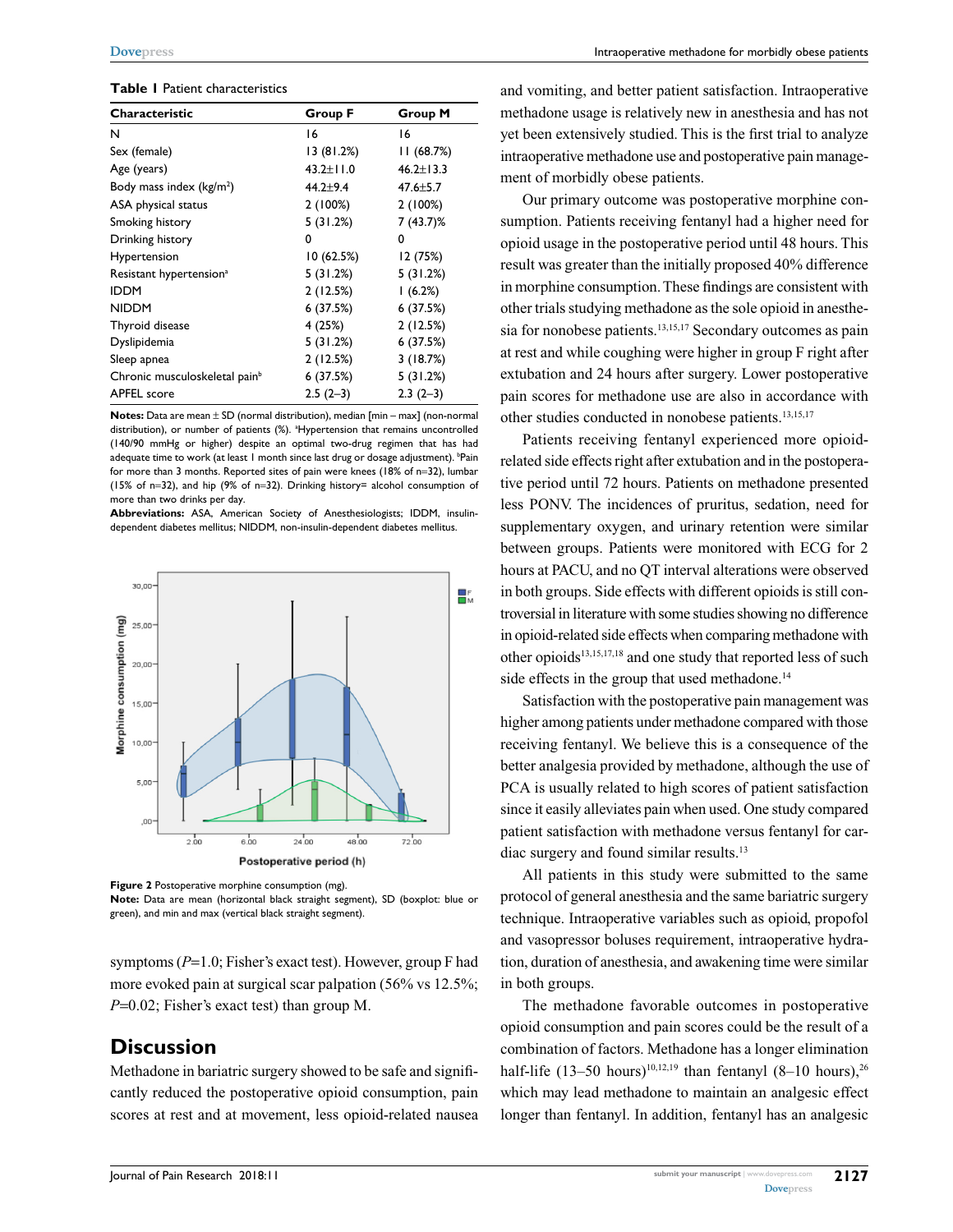**Table 1** Patient characteristics

| Characteristic | Group F | Group M |
|---|---|---|
| N | 16 | 16 |
| Sex (female) | 13 (81.2%) | 11 (68.7%) |
| Age (years) | 43.2±11.0 | 46.2±13.3 |
| Body mass index (kg/m$^2$) | 44.2±9.4 | 47.6±5.7 |
| ASA physical status | 2 (100%) | 2 (100%) |
| Smoking history | 5 (31.2%) | 7 (43.7)% |
| Drinking history | 0 | 0 |
| Hypertension | 10 (62.5%) | 12 (75%) |
| Resistant hypertension[a] | 5 (31.2%) | 5 (31.2%) |
| IDDM | 2 (12.5%) | 1 (6.2%) |
| NIDDM | 6 (37.5%) | 6 (37.5%) |
| Thyroid disease | 4 (25%) | 2 (12.5%) |
| Dyslipidemia | 5 (31.2%) | 6 (37.5%) |
| Sleep apnea | 2 (12.5%) | 3 (18.7%) |
| Chronic musculoskeletal pain[b] | 6 (37.5%) | 5 (31.2%) |
| APFEL score | 2.5 (2–3) | 2.3 (2–3) |

**Notes:** Data are mean ± SD (normal distribution), median [min – max] (non-normal distribution), or number of patients (%). [a]Hypertension that remains uncontrolled (140/90 mmHg or higher) despite an optimal two-drug regimen that has had adequate time to work (at least 1 month since last drug or dosage adjustment). [b]Pain for more than 3 months. Reported sites of pain were knees (18% of n=32), lumbar (15% of n=32), and hip (9% of n=32). Drinking history= alcohol consumption of more than two drinks per day.

**Abbreviations:** ASA, American Society of Anesthesiologists; IDDM, insulin-dependent diabetes mellitus; NIDDM, non-insulin-dependent diabetes mellitus.

**Figure 2** Postoperative morphine consumption (mg).

**Note:** Data are mean (horizontal black straight segment), SD (boxplot: blue or green), and min and max (vertical black straight segment).

symptoms ($P$=1.0; Fisher's exact test). However, group F had more evoked pain at surgical scar palpation (56% vs 12.5%; $P$=0.02; Fisher's exact test) than group M.

## Discussion

Methadone in bariatric surgery showed to be safe and significantly reduced the postoperative opioid consumption, pain scores at rest and at movement, less opioid-related nausea and vomiting, and better patient satisfaction. Intraoperative methadone usage is relatively new in anesthesia and has not yet been extensively studied. This is the first trial to analyze intraoperative methadone use and postoperative pain management of morbidly obese patients.

Our primary outcome was postoperative morphine consumption. Patients receiving fentanyl had a higher need for opioid usage in the postoperative period until 48 hours. This result was greater than the initially proposed 40% difference in morphine consumption. These findings are consistent with other trials studying methadone as the sole opioid in anesthesia for nonobese patients.[13,15,17] Secondary outcomes as pain at rest and while coughing were higher in group F right after extubation and 24 hours after surgery. Lower postoperative pain scores for methadone use are also in accordance with other studies conducted in nonobese patients.[13,15,17]

Patients receiving fentanyl experienced more opioid-related side effects right after extubation and in the postoperative period until 72 hours. Patients on methadone presented less PONV. The incidences of pruritus, sedation, need for supplementary oxygen, and urinary retention were similar between groups. Patients were monitored with ECG for 2 hours at PACU, and no QT interval alterations were observed in both groups. Side effects with different opioids is still controversial in literature with some studies showing no difference in opioid-related side effects when comparing methadone with other opioids[13,15,17,18] and one study that reported less of such side effects in the group that used methadone.[14]

Satisfaction with the postoperative pain management was higher among patients under methadone compared with those receiving fentanyl. We believe this is a consequence of the better analgesia provided by methadone, although the use of PCA is usually related to high scores of patient satisfaction since it easily alleviates pain when used. One study compared patient satisfaction with methadone versus fentanyl for cardiac surgery and found similar results.[13]

All patients in this study were submitted to the same protocol of general anesthesia and the same bariatric surgery technique. Intraoperative variables such as opioid, propofol and vasopressor boluses requirement, intraoperative hydration, duration of anesthesia, and awakening time were similar in both groups.

The methadone favorable outcomes in postoperative opioid consumption and pain scores could be the result of a combination of factors. Methadone has a longer elimination half-life (13–50 hours)[10,12,19] than fentanyl (8–10 hours),[26] which may lead methadone to maintain an analgesic effect longer than fentanyl. In addition, fentanyl has an analgesic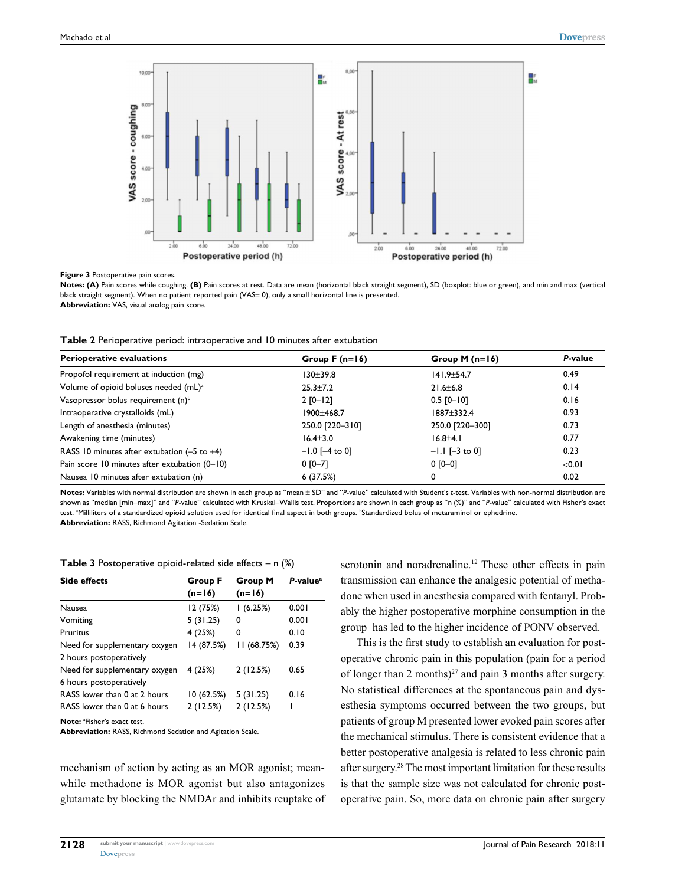**Figure 3** Postoperative pain scores.

**Notes: (A)** Pain scores while coughing. **(B)** Pain scores at rest. Data are mean (horizontal black straight segment), SD (boxplot: blue or green), and min and max (vertical black straight segment). When no patient reported pain (VAS= 0), only a small horizontal line is presented.

**Abbreviation:** VAS, visual analog pain score.

**Table 2** Perioperative period: intraoperative and 10 minutes after extubation

| Perioperative evaluations | Group F (n=16) | Group M (n=16) | P-value |
|---|---|---|---|
| Propofol requirement at induction (mg) | 130±39.8 | 141.9±54.7 | 0.49 |
| Volume of opioid boluses needed (mL)[a] | 25.3±7.2 | 21.6±6.8 | 0.14 |
| Vasopressor bolus requirement (n)[b] | 2 [0–12] | 0.5 [0–10] | 0.16 |
| Intraoperative crystalloids (mL) | 1900±468.7 | 1887±332.4 | 0.93 |
| Length of anesthesia (minutes) | 250.0 [220–310] | 250.0 [220–300] | 0.73 |
| Awakening time (minutes) | 16.4±3.0 | 16.8±4.1 | 0.77 |
| RASS 10 minutes after extubation (–5 to +4) | –1.0 [–4 to 0] | –1.1 [–3 to 0] | 0.23 |
| Pain score 10 minutes after extubation (0–10) | 0 [0–7] | 0 [0–0] | <0.01 |
| Nausea 10 minutes after extubation (n) | 6 (37.5%) | 0 | 0.02 |

**Notes:** Variables with normal distribution are shown in each group as "mean ± SD" and "P-value" calculated with Student's t-test. Variables with non-normal distribution are shown as "median [min–max]" and "P-value" calculated with Kruskal–Wallis test. Proportions are shown in each group as "n (%)" and "P-value" calculated with Fisher's exact test. [a]Milliliters of a standardized opioid solution used for identical final aspect in both groups. [b]Standardized bolus of metaraminol or ephedrine.

**Abbreviation:** RASS, Richmond Agitation -Sedation Scale.

**Table 3** Postoperative opioid-related side effects – n (%)

| Side effects | Group F (n=16) | Group M (n=16) | P-value[a] |
|---|---|---|---|
| Nausea | 12 (75%) | 1 (6.25%) | 0.001 |
| Vomiting | 5 (31.25) | 0 | 0.001 |
| Pruritus | 4 (25%) | 0 | 0.10 |
| Need for supplementary oxygen 2 hours postoperatively | 14 (87.5%) | 11 (68.75%) | 0.39 |
| Need for supplementary oxygen 6 hours postoperatively | 4 (25%) | 2 (12.5%) | 0.65 |
| RASS lower than 0 at 2 hours | 10 (62.5%) | 5 (31.25) | 0.16 |
| RASS lower than 0 at 6 hours | 2 (12.5%) | 2 (12.5%) | 1 |

**Note:** [a]Fisher's exact test.

**Abbreviation:** RASS, Richmond Sedation and Agitation Scale.

mechanism of action by acting as an MOR agonist; meanwhile methadone is MOR agonist but also antagonizes glutamate by blocking the NMDAr and inhibits reuptake of serotonin and noradrenaline.[12] These other effects in pain transmission can enhance the analgesic potential of methadone when used in anesthesia compared with fentanyl. Probably the higher postoperative morphine consumption in the group has led to the higher incidence of PONV observed.

This is the first study to establish an evaluation for postoperative chronic pain in this population (pain for a period of longer than 2 months)[27] and pain 3 months after surgery. No statistical differences at the spontaneous pain and dysesthesia symptoms occurred between the two groups, but patients of group M presented lower evoked pain scores after the mechanical stimulus. There is consistent evidence that a better postoperative analgesia is related to less chronic pain after surgery.[28] The most important limitation for these results is that the sample size was not calculated for chronic postoperative pain. So, more data on chronic pain after surgery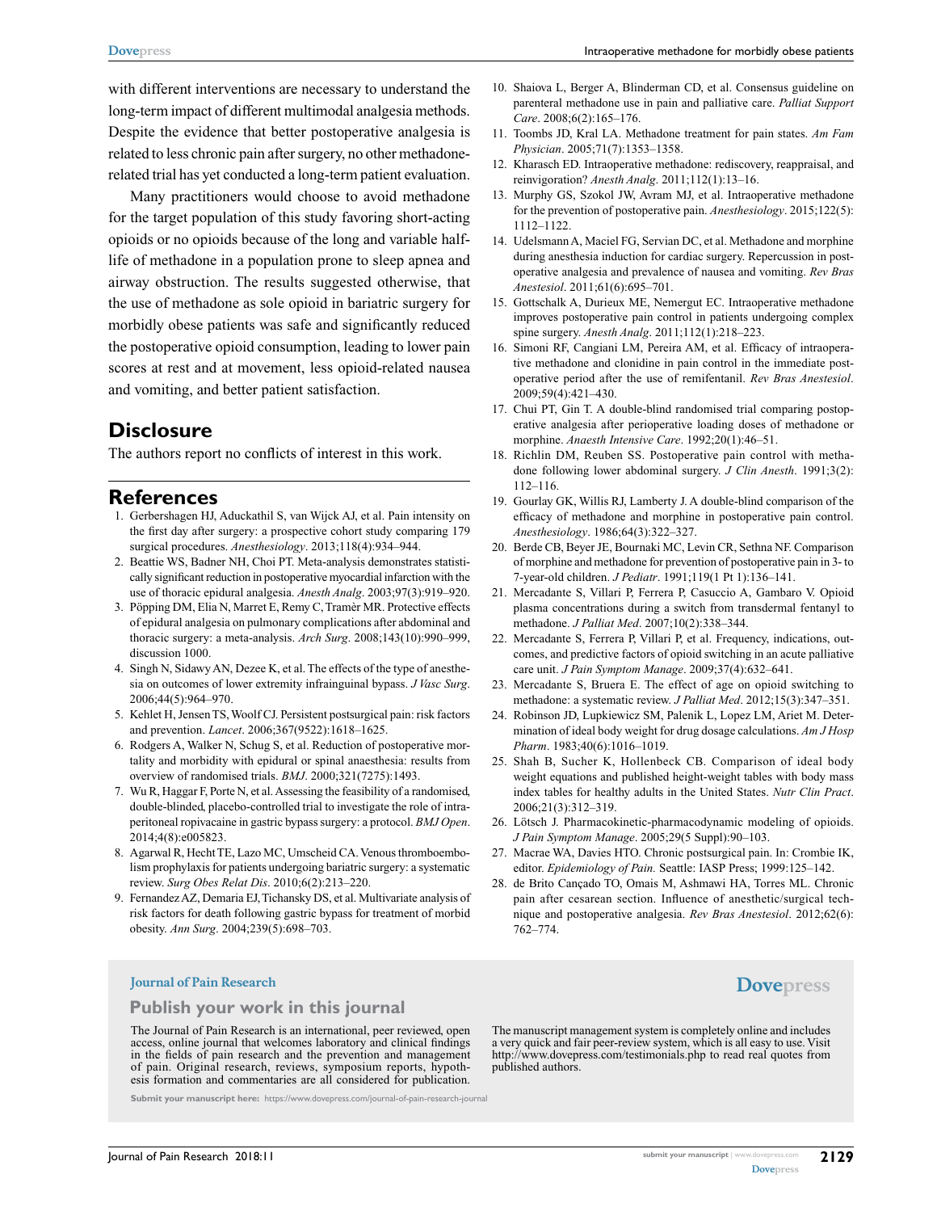with different interventions are necessary to understand the long-term impact of different multimodal analgesia methods. Despite the evidence that better postoperative analgesia is related to less chronic pain after surgery, no other methadone-related trial has yet conducted a long-term patient evaluation.

Many practitioners would choose to avoid methadone for the target population of this study favoring short-acting opioids or no opioids because of the long and variable half-life of methadone in a population prone to sleep apnea and airway obstruction. The results suggested otherwise, that the use of methadone as sole opioid in bariatric surgery for morbidly obese patients was safe and significantly reduced the postoperative opioid consumption, leading to lower pain scores at rest and at movement, less opioid-related nausea and vomiting, and better patient satisfaction.

## Disclosure

The authors report no conflicts of interest in this work.

## References

1. Gerbershagen HJ, Aduckathil S, van Wijck AJ, et al. Pain intensity on the first day after surgery: a prospective cohort study comparing 179 surgical procedures. *Anesthesiology*. 2013;118(4):934–944.
2. Beattie WS, Badner NH, Choi PT. Meta-analysis demonstrates statistically significant reduction in postoperative myocardial infarction with the use of thoracic epidural analgesia. *Anesth Analg*. 2003;97(3):919–920.
3. Pöpping DM, Elia N, Marret E, Remy C, Tramèr MR. Protective effects of epidural analgesia on pulmonary complications after abdominal and thoracic surgery: a meta-analysis. *Arch Surg*. 2008;143(10):990–999, discussion 1000.
4. Singh N, Sidawy AN, Dezee K, et al. The effects of the type of anesthesia on outcomes of lower extremity infrainguinal bypass. *J Vasc Surg*. 2006;44(5):964–970.
5. Kehlet H, Jensen TS, Woolf CJ. Persistent postsurgical pain: risk factors and prevention. *Lancet*. 2006;367(9522):1618–1625.
6. Rodgers A, Walker N, Schug S, et al. Reduction of postoperative mortality and morbidity with epidural or spinal anaesthesia: results from overview of randomised trials. *BMJ*. 2000;321(7275):1493.
7. Wu R, Haggar F, Porte N, et al. Assessing the feasibility of a randomised, double-blinded, placebo-controlled trial to investigate the role of intraperitoneal ropivacaine in gastric bypass surgery: a protocol. *BMJ Open*. 2014;4(8):e005823.
8. Agarwal R, Hecht TE, Lazo MC, Umscheid CA. Venous thromboembolism prophylaxis for patients undergoing bariatric surgery: a systematic review. *Surg Obes Relat Dis*. 2010;6(2):213–220.
9. Fernandez AZ, Demaria EJ, Tichansky DS, et al. Multivariate analysis of risk factors for death following gastric bypass for treatment of morbid obesity. *Ann Surg*. 2004;239(5):698–703.
10. Shaiova L, Berger A, Blinderman CD, et al. Consensus guideline on parenteral methadone use in pain and palliative care. *Palliat Support Care*. 2008;6(2):165–176.
11. Toombs JD, Kral LA. Methadone treatment for pain states. *Am Fam Physician*. 2005;71(7):1353–1358.
12. Kharasch ED. Intraoperative methadone: rediscovery, reappraisal, and reinvigoration? *Anesth Analg*. 2011;112(1):13–16.
13. Murphy GS, Szokol JW, Avram MJ, et al. Intraoperative methadone for the prevention of postoperative pain. *Anesthesiology*. 2015;122(5):1112–1122.
14. Udelsmann A, Maciel FG, Servian DC, et al. Methadone and morphine during anesthesia induction for cardiac surgery. Repercussion in postoperative analgesia and prevalence of nausea and vomiting. *Rev Bras Anestesiol*. 2011;61(6):695–701.
15. Gottschalk A, Durieux ME, Nemergut EC. Intraoperative methadone improves postoperative pain control in patients undergoing complex spine surgery. *Anesth Analg*. 2011;112(1):218–223.
16. Simoni RF, Cangiani LM, Pereira AM, et al. Efficacy of intraoperative methadone and clonidine in pain control in the immediate postoperative period after the use of remifentanil. *Rev Bras Anestesiol*. 2009;59(4):421–430.
17. Chui PT, Gin T. A double-blind randomised trial comparing postoperative analgesia after perioperative loading doses of methadone or morphine. *Anaesth Intensive Care*. 1992;20(1):46–51.
18. Richlin DM, Reuben SS. Postoperative pain control with methadone following lower abdominal surgery. *J Clin Anesth*. 1991;3(2):112–116.
19. Gourlay GK, Willis RJ, Lamberty J. A double-blind comparison of the efficacy of methadone and morphine in postoperative pain control. *Anesthesiology*. 1986;64(3):322–327.
20. Berde CB, Beyer JE, Bournaki MC, Levin CR, Sethna NF. Comparison of morphine and methadone for prevention of postoperative pain in 3- to 7-year-old children. *J Pediatr*. 1991;119(1 Pt 1):136–141.
21. Mercadante S, Villari P, Ferrera P, Casuccio A, Gambaro V. Opioid plasma concentrations during a switch from transdermal fentanyl to methadone. *J Palliat Med*. 2007;10(2):338–344.
22. Mercadante S, Ferrera P, Villari P, et al. Frequency, indications, outcomes, and predictive factors of opioid switching in an acute palliative care unit. *J Pain Symptom Manage*. 2009;37(4):632–641.
23. Mercadante S, Bruera E. The effect of age on opioid switching to methadone: a systematic review. *J Palliat Med*. 2012;15(3):347–351.
24. Robinson JD, Lupkiewicz SM, Palenik L, Lopez LM, Ariet M. Determination of ideal body weight for drug dosage calculations. *Am J Hosp Pharm*. 1983;40(6):1016–1019.
25. Shah B, Sucher K, Hollenbeck CB. Comparison of ideal body weight equations and published height-weight tables with body mass index tables for healthy adults in the United States. *Nutr Clin Pract*. 2006;21(3):312–319.
26. Lötsch J. Pharmacokinetic-pharmacodynamic modeling of opioids. *J Pain Symptom Manage*. 2005;29(5 Suppl):90–103.
27. Macrae WA, Davies HTO. Chronic postsurgical pain. In: Crombie IK, editor. *Epidemiology of Pain.* Seattle: IASP Press; 1999:125–142.
28. de Brito Cançado TO, Omais M, Ashmawi HA, Torres ML. Chronic pain after cesarean section. Influence of anesthetic/surgical technique and postoperative analgesia. *Rev Bras Anestesiol*. 2012;62(6):762–774.

**Journal of Pain Research**

**Publish your work in this journal**

The Journal of Pain Research is an international, peer reviewed, open access, online journal that welcomes laboratory and clinical findings in the fields of pain research and the prevention and management of pain. Original research, reviews, symposium reports, hypothesis formation and commentaries are all considered for publication. The manuscript management system is completely online and includes a very quick and fair peer-review system, which is all easy to use. Visit http://www.dovepress.com/testimonials.php to read real quotes from published authors.

**Submit your manuscript here:** https://www.dovepress.com/journal-of-pain-research-journal